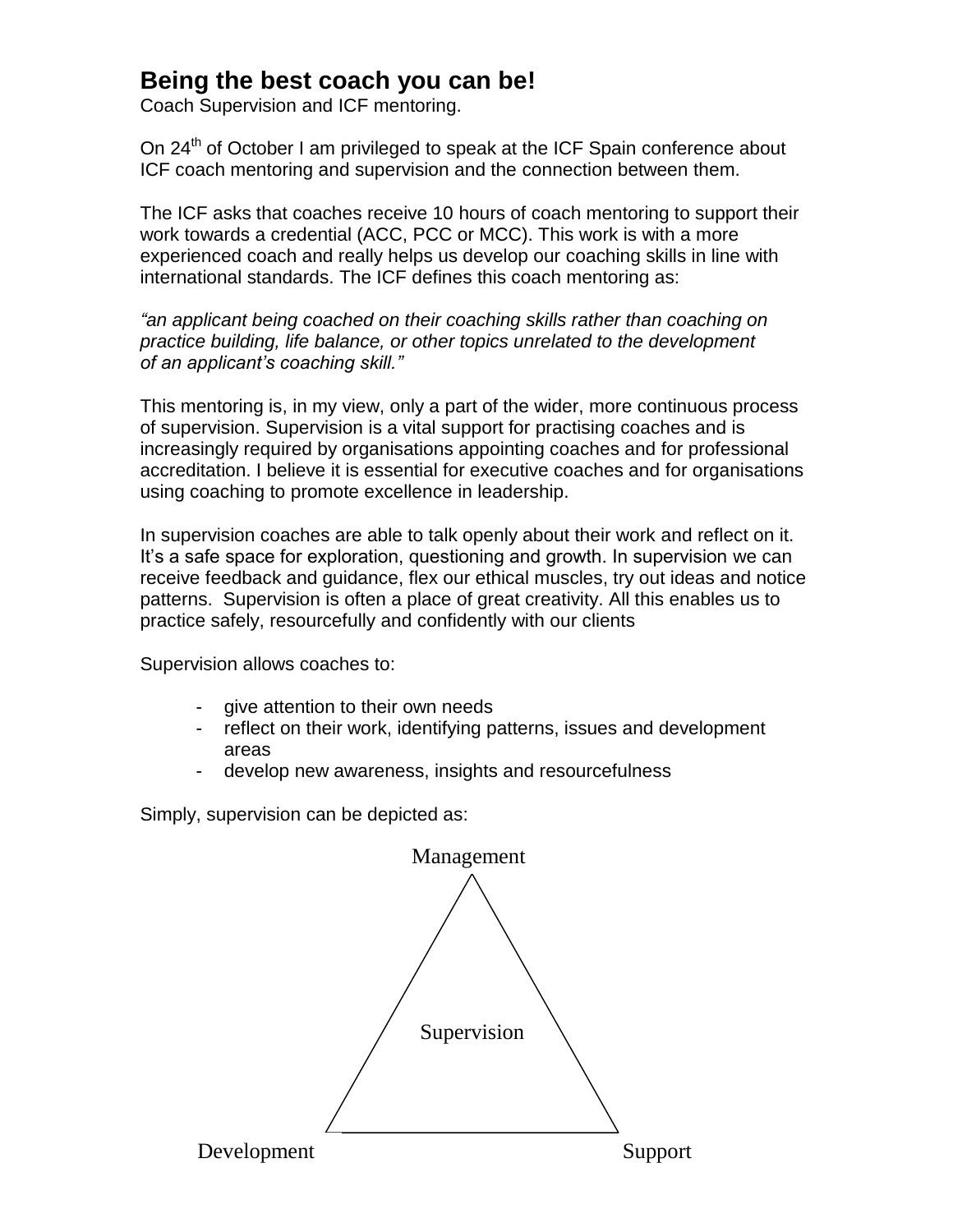# Being the best coach you can be!

Coach Supervision and ICF mentoring.

On 24th of October I am privileged to speak at the ICF Spain conference about ICF coach mentoring and supervision and the connection between them.

The ICF asks that coaches receive 10 hours of coach mentoring to support their work towards a credential (ACC, PCC or MCC). This work is with a more experienced coach and really helps us develop our coaching skills in line with international standards. The ICF defines this coach mentoring as:

*"an applicant being coached on their coaching skills rather than coaching on practice building, life balance, or other topics unrelated to the development of an applicant's coaching skill."*

This mentoring is, in my view, only a part of the wider, more continuous process of supervision. Supervision is a vital support for practising coaches and is increasingly required by organisations appointing coaches and for professional accreditation. I believe it is essential for executive coaches and for organisations using coaching to promote excellence in leadership.

In supervision coaches are able to talk openly about their work and reflect on it. It's a safe space for exploration, questioning and growth. In supervision we can receive feedback and guidance, flex our ethical muscles, try out ideas and notice patterns. Supervision is often a place of great creativity. All this enables us to practice safely, resourcefully and confidently with our clients

Supervision allows coaches to:

- give attention to their own needs
- reflect on their work, identifying patterns, issues and development areas
- develop new awareness, insights and resourcefulness

Simply, supervision can be depicted as:

Management

Supervision

Development Support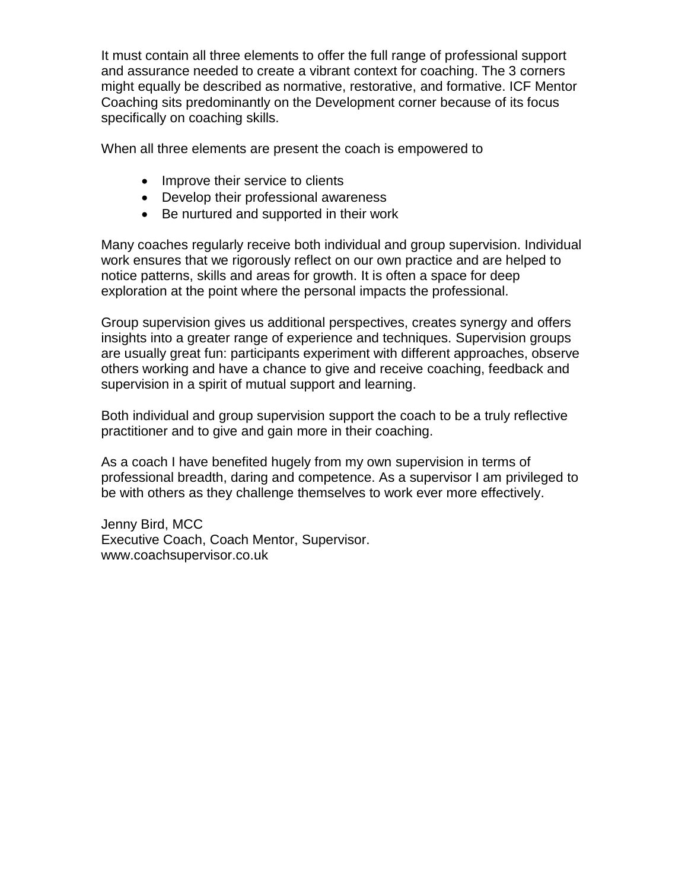It must contain all three elements to offer the full range of professional support and assurance needed to create a vibrant context for coaching. The 3 corners might equally be described as normative, restorative, and formative. ICF Mentor Coaching sits predominantly on the Development corner because of its focus specifically on coaching skills.

When all three elements are present the coach is empowered to

- Improve their service to clients
- Develop their professional awareness
- Be nurtured and supported in their work

Many coaches regularly receive both individual and group supervision. Individual work ensures that we rigorously reflect on our own practice and are helped to notice patterns, skills and areas for growth. It is often a space for deep exploration at the point where the personal impacts the professional.

Group supervision gives us additional perspectives, creates synergy and offers insights into a greater range of experience and techniques. Supervision groups are usually great fun: participants experiment with different approaches, observe others working and have a chance to give and receive coaching, feedback and supervision in a spirit of mutual support and learning.

Both individual and group supervision support the coach to be a truly reflective practitioner and to give and gain more in their coaching.

As a coach I have benefited hugely from my own supervision in terms of professional breadth, daring and competence. As a supervisor I am privileged to be with others as they challenge themselves to work ever more effectively.

Jenny Bird, MCC
Executive Coach, Coach Mentor, Supervisor.
www.coachsupervisor.co.uk